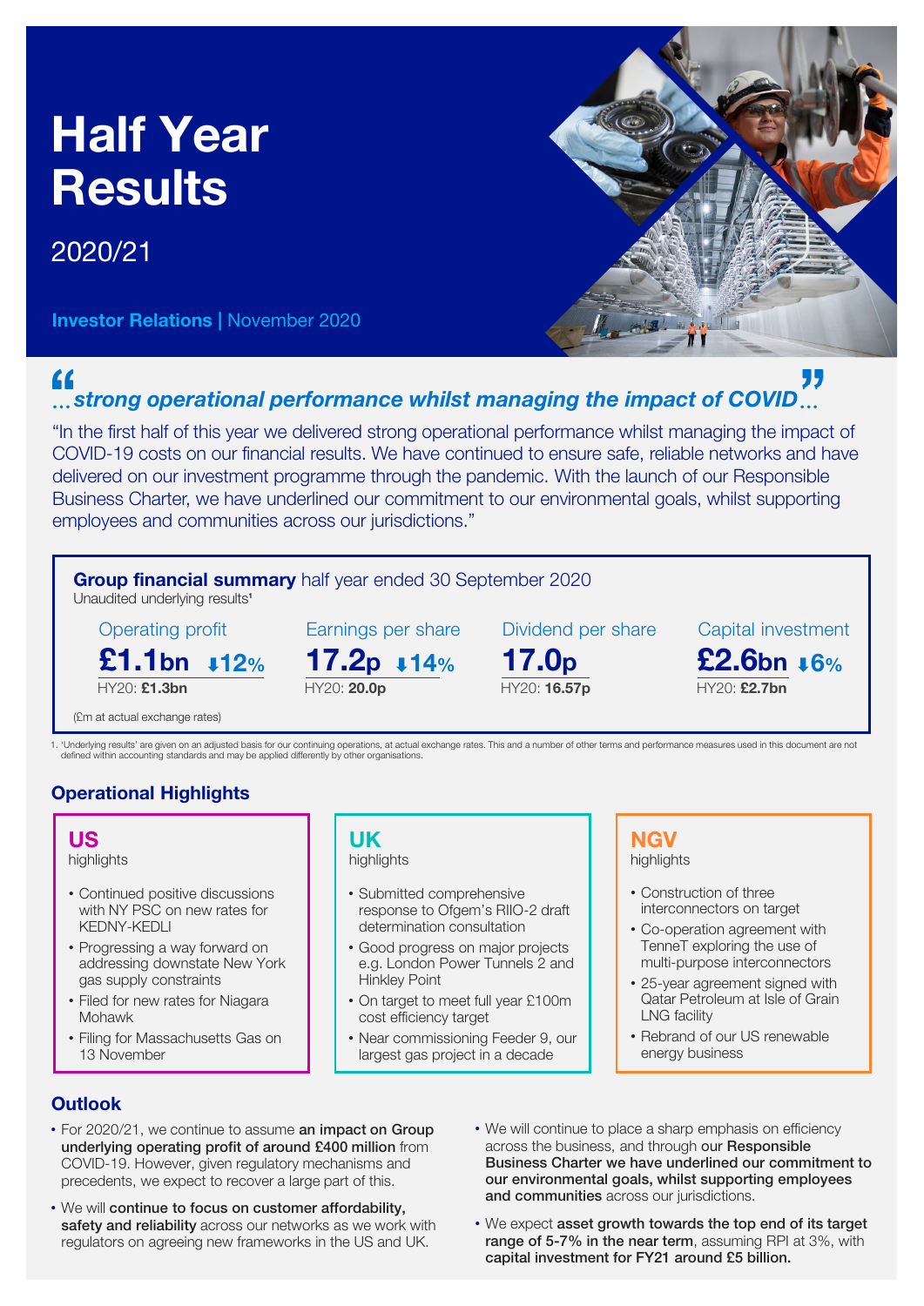# Half Year Results

2020/21

**Investor Relations** | November 2020

## *"…strong operational performance whilst managing the impact of COVID…"*

"In the first half of this year we delivered strong operational performance whilst managing the impact of COVID-19 costs on our financial results. We have continued to ensure safe, reliable networks and have delivered on our investment programme through the pandemic. With the launch of our Responsible Business Charter, we have underlined our commitment to our environmental goals, whilst supporting employees and communities across our jurisdictions."

**Group financial summary** half year ended 30 September 2020
Unaudited underlying results[1]

| Operating profit | Earnings per share | Dividend per share | Capital investment |
|---|---|---|---|
| **£1.1bn** ↓12% | **17.2p** ↓14% | **17.0p** | **£2.6bn** ↓6% |
| HY20: **£1.3bn** | HY20: **20.0p** | HY20: **16.57p** | HY20: **£2.7bn** |

(£m at actual exchange rates)

1. 'Underlying results' are given on an adjusted basis for our continuing operations, at actual exchange rates. This and a number of other terms and performance measures used in this document are not defined within accounting standards and may be applied differently by other organisations.

## Operational Highlights

### US highlights

- Continued positive discussions with NY PSC on new rates for KEDNY-KEDLI
- Progressing a way forward on addressing downstate New York gas supply constraints
- Filed for new rates for Niagara Mohawk
- Filing for Massachusetts Gas on 13 November

### UK highlights

- Submitted comprehensive response to Ofgem's RIIO-2 draft determination consultation
- Good progress on major projects e.g. London Power Tunnels 2 and Hinkley Point
- On target to meet full year £100m cost efficiency target
- Near commissioning Feeder 9, our largest gas project in a decade

### NGV highlights

- Construction of three interconnectors on target
- Co-operation agreement with TenneT exploring the use of multi-purpose interconnectors
- 25-year agreement signed with Qatar Petroleum at Isle of Grain LNG facility
- Rebrand of our US renewable energy business

## Outlook

- For 2020/21, we continue to assume **an impact on Group underlying operating profit of around £400 million** from COVID-19. However, given regulatory mechanisms and precedents, we expect to recover a large part of this.
- We will **continue to focus on customer affordability, safety and reliability** across our networks as we work with regulators on agreeing new frameworks in the US and UK.
- We will continue to place a sharp emphasis on efficiency across the business, and through **our Responsible Business Charter we have underlined our commitment to our environmental goals, whilst supporting employees and communities** across our jurisdictions.
- We expect **asset growth towards the top end of its target range of 5-7% in the near term**, assuming RPI at 3%, with **capital investment for FY21 around £5 billion.**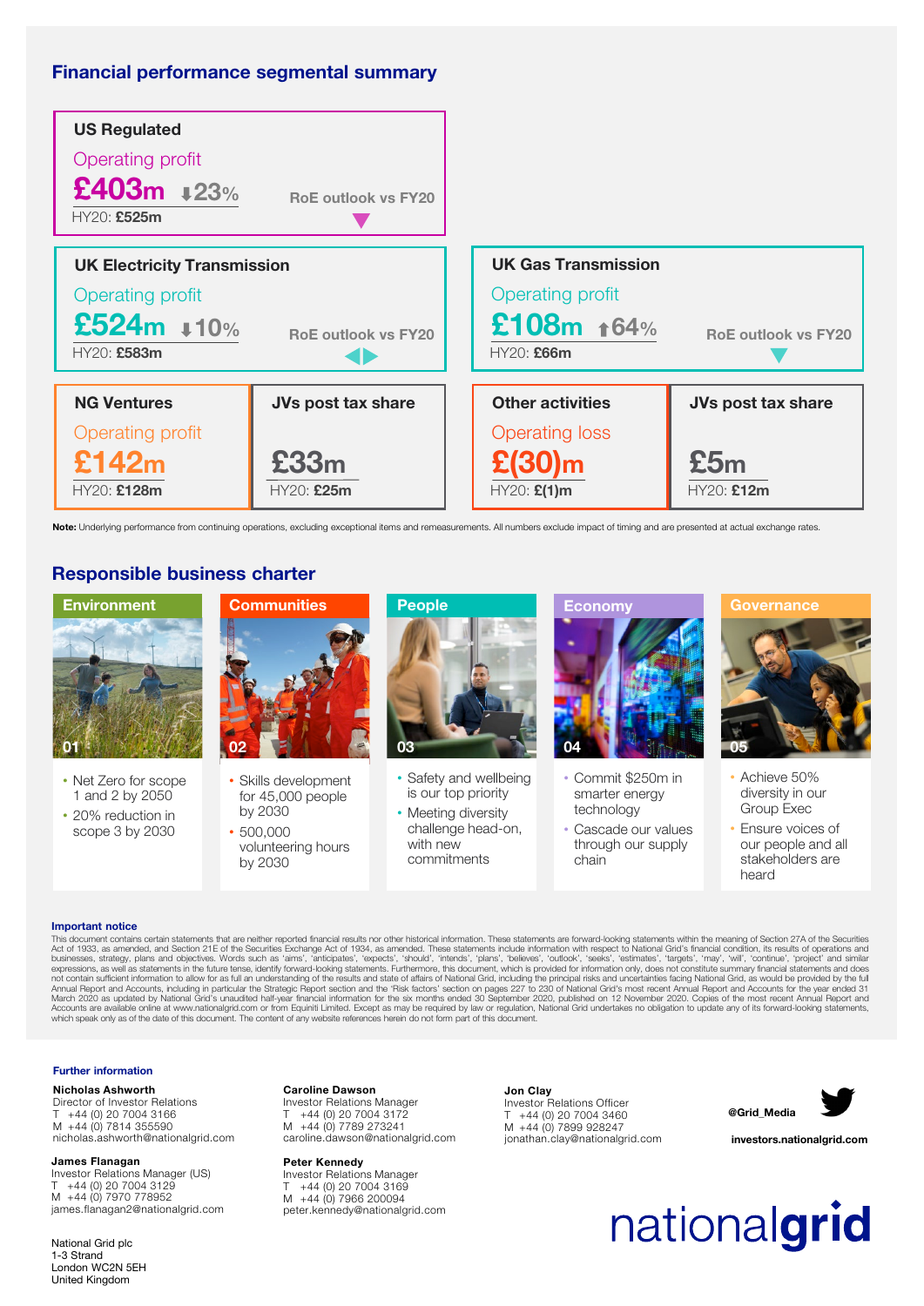## Financial performance segmental summary

### US Regulated

Operating profit

**£403m** ⬇23%

HY20: **£525m**

RoE outlook vs FY20 ▼

### UK Electricity Transmission

Operating profit

**£524m** ⬇10%

HY20: **£583m**

RoE outlook vs FY20 ◀▶

### UK Gas Transmission

Operating profit

**£108m** ⬆64%

HY20: **£66m**

RoE outlook vs FY20 ▼

### NG Ventures

Operating profit

**£142m**

HY20: **£128m**

### JVs post tax share

**£33m**

HY20: **£25m**

### Other activities

Operating loss

**£(30)m**

HY20: **£(1)m**

### JVs post tax share

**£5m**

HY20: **£12m**

**Note:** Underlying performance from continuing operations, excluding exceptional items and remeasurements. All numbers exclude impact of timing and are presented at actual exchange rates.

## Responsible business charter

### Environment

01

- Net Zero for scope 1 and 2 by 2050
- 20% reduction in scope 3 by 2030

### Communities

02

- Skills development for 45,000 people by 2030
- 500,000 volunteering hours by 2030

### People

03

- Safety and wellbeing is our top priority
- Meeting diversity challenge head-on, with new commitments

### Economy

04

- Commit $250m in smarter energy technology
- Cascade our values through our supply chain

### Governance

05

- Achieve 50% diversity in our Group Exec
- Ensure voices of our people and all stakeholders are heard

**Important notice**

This document contains certain statements that are neither reported financial results nor other historical information. These statements are forward-looking statements within the meaning of Section 27A of the Securities Act of 1933, as amended, and Section 21E of the Securities Exchange Act of 1934, as amended. These statements include information with respect to National Grid's financial condition, its results of operations and businesses, strategy, plans and objectives. Words such as 'aims', 'anticipates', 'expects', 'should', 'intends', 'plans', 'believes', 'outlook', 'seeks', 'estimates', 'targets', 'may', 'will', 'continue', 'project' and similar expressions, as well as statements in the future tense, identify forward-looking statements. Furthermore, this document, which is provided for information only, does not constitute summary financial statements and does not contain sufficient information to allow for as full an understanding of the results and state of affairs of National Grid, including the principal risks and uncertainties facing National Grid, as would be provided by the full Annual Report and Accounts, including in particular the Strategic Report section and the 'Risk factors' section on pages 227 to 230 of National Grid's most recent Annual Report and Accounts for the year ended 31 March 2020 as updated by National Grid's unaudited half-year financial information for the six months ended 30 September 2020, published on 12 November 2020. Copies of the most recent Annual Report and Accounts are available online at www.nationalgrid.com or from Equiniti Limited. Except as may be required by law or regulation, National Grid undertakes no obligation to update any of its forward-looking statements, which speak only as of the date of this document. The content of any website references herein do not form part of this document.

**Further information**

**Nicholas Ashworth**
Director of Investor Relations
T +44 (0) 20 7004 3166
M +44 (0) 7814 355590
nicholas.ashworth@nationalgrid.com

**James Flanagan**
Investor Relations Manager (US)
T +44 (0) 20 7004 3129
M +44 (0) 7970 778952
james.flanagan2@nationalgrid.com

**Caroline Dawson**
Investor Relations Manager
T +44 (0) 20 7004 3172
M +44 (0) 7789 273241
caroline.dawson@nationalgrid.com

**Peter Kennedy**
Investor Relations Manager
T +44 (0) 20 7004 3169
M +44 (0) 7966 200094
peter.kennedy@nationalgrid.com

**Jon Clay**
Investor Relations Officer
T +44 (0) 20 7004 3460
M +44 (0) 7899 928247
jonathan.clay@nationalgrid.com

**@Grid_Media**

**investors.nationalgrid.com**

National Grid plc
1-3 Strand
London WC2N 5EH
United Kingdom

nationalgrid